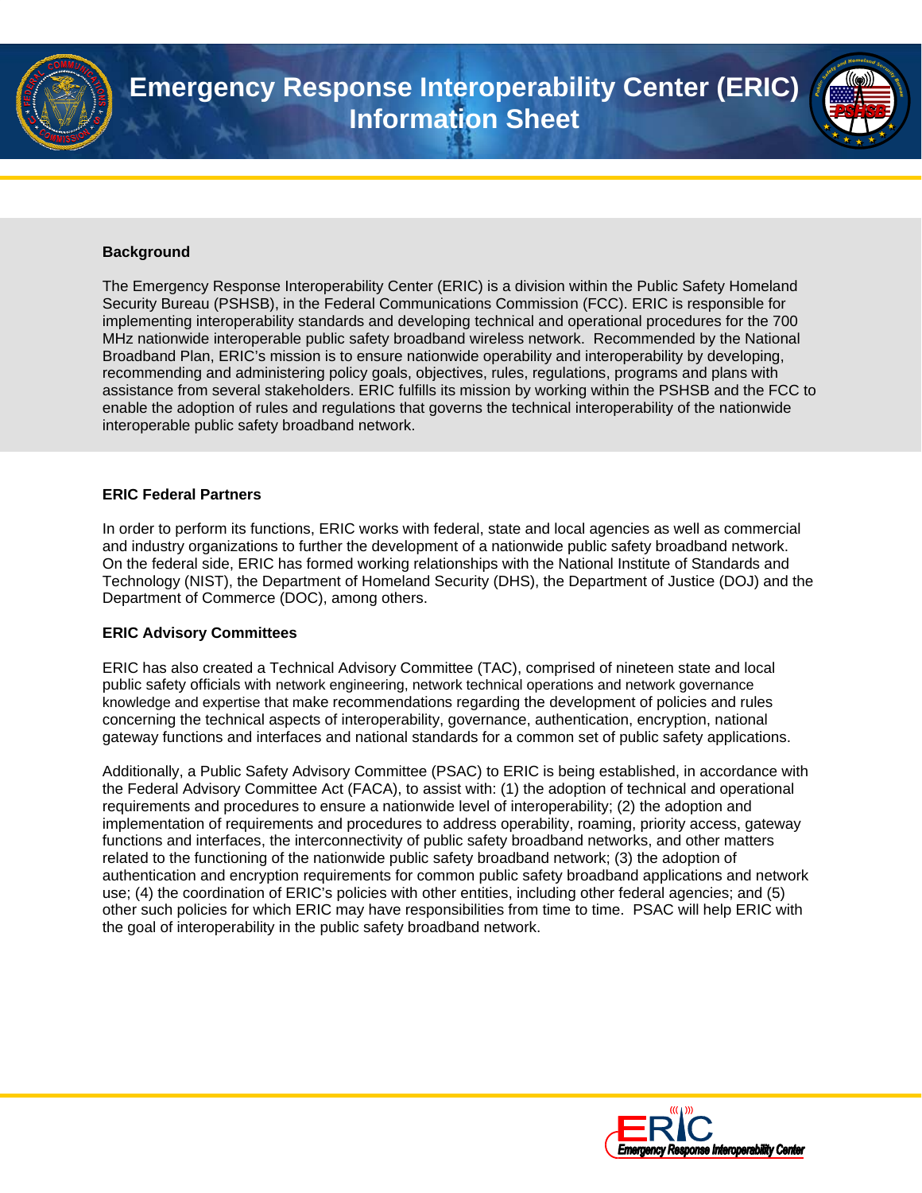# Emergency Response Interoperability Center (ERIC) Information Sheet

### Background

The Emergency Response Interoperability Center (ERIC) is a division within the Public Safety Homeland Security Bureau (PSHSB), in the Federal Communications Commission (FCC). ERIC is responsible for implementing interoperability standards and developing technical and operational procedures for the 700 MHz nationwide interoperable public safety broadband wireless network. Recommended by the National Broadband Plan, ERIC's mission is to ensure nationwide operability and interoperability by developing, recommending and administering policy goals, objectives, rules, regulations, programs and plans with assistance from several stakeholders. ERIC fulfills its mission by working within the PSHSB and the FCC to enable the adoption of rules and regulations that governs the technical interoperability of the nationwide interoperable public safety broadband network.

### ERIC Federal Partners

In order to perform its functions, ERIC works with federal, state and local agencies as well as commercial and industry organizations to further the development of a nationwide public safety broadband network. On the federal side, ERIC has formed working relationships with the National Institute of Standards and Technology (NIST), the Department of Homeland Security (DHS), the Department of Justice (DOJ) and the Department of Commerce (DOC), among others.

### ERIC Advisory Committees

ERIC has also created a Technical Advisory Committee (TAC), comprised of nineteen state and local public safety officials with network engineering, network technical operations and network governance knowledge and expertise that make recommendations regarding the development of policies and rules concerning the technical aspects of interoperability, governance, authentication, encryption, national gateway functions and interfaces and national standards for a common set of public safety applications.

Additionally, a Public Safety Advisory Committee (PSAC) to ERIC is being established, in accordance with the Federal Advisory Committee Act (FACA), to assist with: (1) the adoption of technical and operational requirements and procedures to ensure a nationwide level of interoperability; (2) the adoption and implementation of requirements and procedures to address operability, roaming, priority access, gateway functions and interfaces, the interconnectivity of public safety broadband networks, and other matters related to the functioning of the nationwide public safety broadband network; (3) the adoption of authentication and encryption requirements for common public safety broadband applications and network use; (4) the coordination of ERIC's policies with other entities, including other federal agencies; and (5) other such policies for which ERIC may have responsibilities from time to time. PSAC will help ERIC with the goal of interoperability in the public safety broadband network.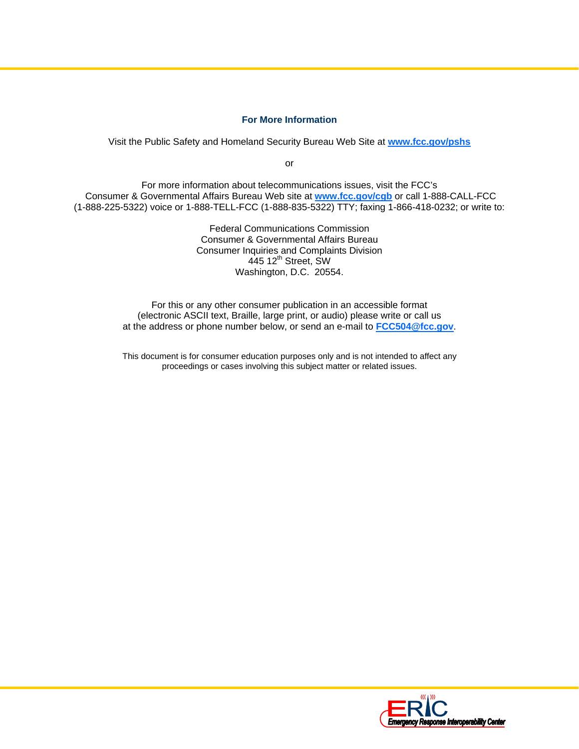**For More Information**

Visit the Public Safety and Homeland Security Bureau Web Site at **www.fcc.gov/pshs**

or

For more information about telecommunications issues, visit the FCC's Consumer & Governmental Affairs Bureau Web site at **www.fcc.gov/cgb** or call 1-888-CALL-FCC (1-888-225-5322) voice or 1-888-TELL-FCC (1-888-835-5322) TTY; faxing 1-866-418-0232; or write to:

Federal Communications Commission
Consumer & Governmental Affairs Bureau
Consumer Inquiries and Complaints Division
445 12th Street, SW
Washington, D.C. 20554.

For this or any other consumer publication in an accessible format (electronic ASCII text, Braille, large print, or audio) please write or call us at the address or phone number below, or send an e-mail to **FCC504@fcc.gov**.

This document is for consumer education purposes only and is not intended to affect any proceedings or cases involving this subject matter or related issues.

ERIC Emergency Response Interoperability Center